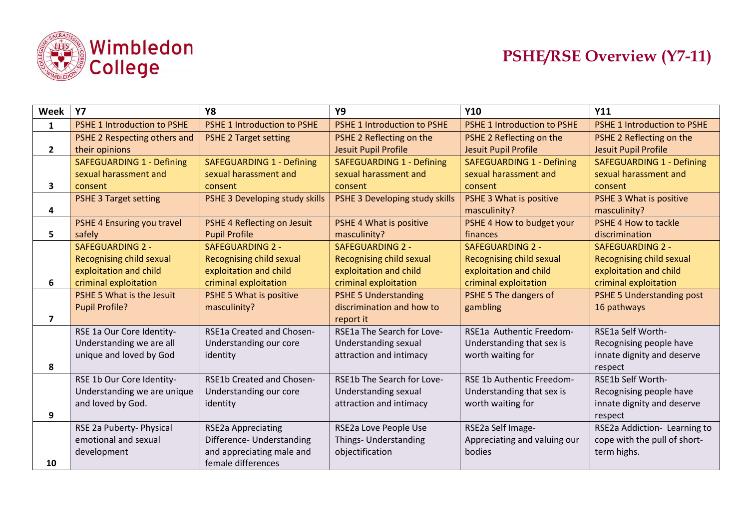# Wimbledon College

## PSHE/RSE Overview (Y7-11)

| Week | Y7 | Y8 | Y9 | Y10 | Y11 |
|---|---|---|---|---|---|
| 1 | PSHE 1 Introduction to PSHE | PSHE 1 Introduction to PSHE | PSHE 1 Introduction to PSHE | PSHE 1 Introduction to PSHE | PSHE 1 Introduction to PSHE |
| 2 | PSHE 2 Respecting others and their opinions | PSHE 2 Target setting | PSHE 2 Reflecting on the Jesuit Pupil Profile | PSHE 2 Reflecting on the Jesuit Pupil Profile | PSHE 2 Reflecting on the Jesuit Pupil Profile |
| 3 | SAFEGUARDING 1 - Defining sexual harassment and consent | SAFEGUARDING 1 - Defining sexual harassment and consent | SAFEGUARDING 1 - Defining sexual harassment and consent | SAFEGUARDING 1 - Defining sexual harassment and consent | SAFEGUARDING 1 - Defining sexual harassment and consent |
| 4 | PSHE 3 Target setting | PSHE 3 Developing study skills | PSHE 3 Developing study skills | PSHE 3 What is positive masculinity? | PSHE 3 What is positive masculinity? |
| 5 | PSHE 4 Ensuring you travel safely | PSHE 4 Reflecting on Jesuit Pupil Profile | PSHE 4 What is positive masculinity? | PSHE 4 How to budget your finances | PSHE 4 How to tackle discrimination |
| 6 | SAFEGUARDING 2 - Recognising child sexual exploitation and child criminal exploitation | SAFEGUARDING 2 - Recognising child sexual exploitation and child criminal exploitation | SAFEGUARDING 2 - Recognising child sexual exploitation and child criminal exploitation | SAFEGUARDING 2 - Recognising child sexual exploitation and child criminal exploitation | SAFEGUARDING 2 - Recognising child sexual exploitation and child criminal exploitation |
| 7 | PSHE 5 What is the Jesuit Pupil Profile? | PSHE 5 What is positive masculinity? | PSHE 5 Understanding discrimination and how to report it | PSHE 5 The dangers of gambling | PSHE 5 Understanding post 16 pathways |
| 8 | RSE 1a Our Core Identity- Understanding we are all unique and loved by God | RSE1a Created and Chosen- Understanding our core identity | RSE1a The Search for Love- Understanding sexual attraction and intimacy | RSE1a Authentic Freedom- Understanding that sex is worth waiting for | RSE1a Self Worth- Recognising people have innate dignity and deserve respect |
| 9 | RSE 1b Our Core Identity- Understanding we are unique and loved by God. | RSE1b Created and Chosen- Understanding our core identity | RSE1b The Search for Love- Understanding sexual attraction and intimacy | RSE 1b Authentic Freedom- Understanding that sex is worth waiting for | RSE1b Self Worth- Recognising people have innate dignity and deserve respect |
| 10 | RSE 2a Puberty- Physical emotional and sexual development | RSE2a Appreciating Difference- Understanding and appreciating male and female differences | RSE2a Love People Use Things- Understanding objectification | RSE2a Self Image- Appreciating and valuing our bodies | RSE2a Addiction- Learning to cope with the pull of short-term highs. |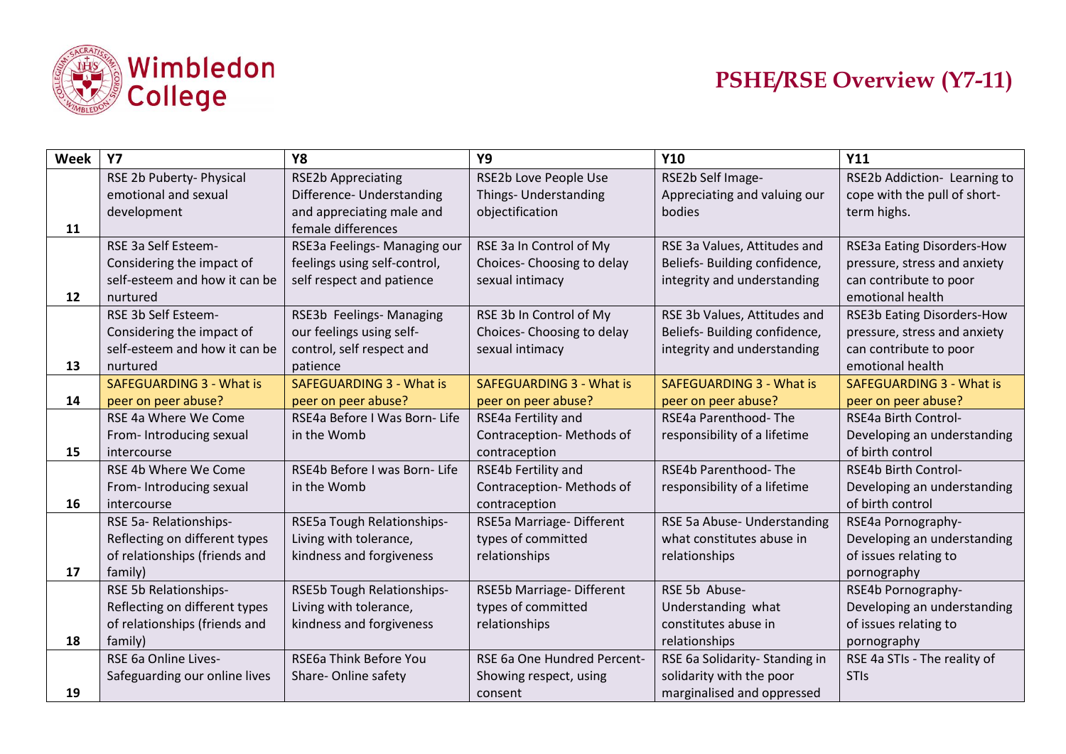Wimbledon College

# PSHE/RSE Overview (Y7-11)

| Week | Y7 | Y8 | Y9 | Y10 | Y11 |
|---|---|---|---|---|---|
| 11 | RSE 2b Puberty- Physical emotional and sexual development | RSE2b Appreciating Difference- Understanding and appreciating male and female differences | RSE2b Love People Use Things- Understanding objectification | RSE2b Self Image- Appreciating and valuing our bodies | RSE2b Addiction- Learning to cope with the pull of short-term highs. |
| 12 | RSE 3a Self Esteem- Considering the impact of self-esteem and how it can be nurtured | RSE3a Feelings- Managing our feelings using self-control, self respect and patience | RSE 3a In Control of My Choices- Choosing to delay sexual intimacy | RSE 3a Values, Attitudes and Beliefs- Building confidence, integrity and understanding | RSE3a Eating Disorders-How pressure, stress and anxiety can contribute to poor emotional health |
| 13 | RSE 3b Self Esteem- Considering the impact of self-esteem and how it can be nurtured | RSE3b Feelings- Managing our feelings using self-control, self respect and patience | RSE 3b In Control of My Choices- Choosing to delay sexual intimacy | RSE 3b Values, Attitudes and Beliefs- Building confidence, integrity and understanding | RSE3b Eating Disorders-How pressure, stress and anxiety can contribute to poor emotional health |
| 14 | SAFEGUARDING 3 - What is peer on peer abuse? | SAFEGUARDING 3 - What is peer on peer abuse? | SAFEGUARDING 3 - What is peer on peer abuse? | SAFEGUARDING 3 - What is peer on peer abuse? | SAFEGUARDING 3 - What is peer on peer abuse? |
| 15 | RSE 4a Where We Come From- Introducing sexual intercourse | RSE4a Before I Was Born- Life in the Womb | RSE4a Fertility and Contraception- Methods of contraception | RSE4a Parenthood- The responsibility of a lifetime | RSE4a Birth Control- Developing an understanding of birth control |
| 16 | RSE 4b Where We Come From- Introducing sexual intercourse | RSE4b Before I was Born- Life in the Womb | RSE4b Fertility and Contraception- Methods of contraception | RSE4b Parenthood- The responsibility of a lifetime | RSE4b Birth Control- Developing an understanding of birth control |
| 17 | RSE 5a- Relationships- Reflecting on different types of relationships (friends and family) | RSE5a Tough Relationships- Living with tolerance, kindness and forgiveness | RSE5a Marriage- Different types of committed relationships | RSE 5a Abuse- Understanding what constitutes abuse in relationships | RSE4a Pornography- Developing an understanding of issues relating to pornography |
| 18 | RSE 5b Relationships- Reflecting on different types of relationships (friends and family) | RSE5b Tough Relationships- Living with tolerance, kindness and forgiveness | RSE5b Marriage- Different types of committed relationships | RSE 5b Abuse- Understanding what constitutes abuse in relationships | RSE4b Pornography- Developing an understanding of issues relating to pornography |
| 19 | RSE 6a Online Lives- Safeguarding our online lives | RSE6a Think Before You Share- Online safety | RSE 6a One Hundred Percent- Showing respect, using consent | RSE 6a Solidarity- Standing in solidarity with the poor marginalised and oppressed | RSE 4a STIs - The reality of STIs |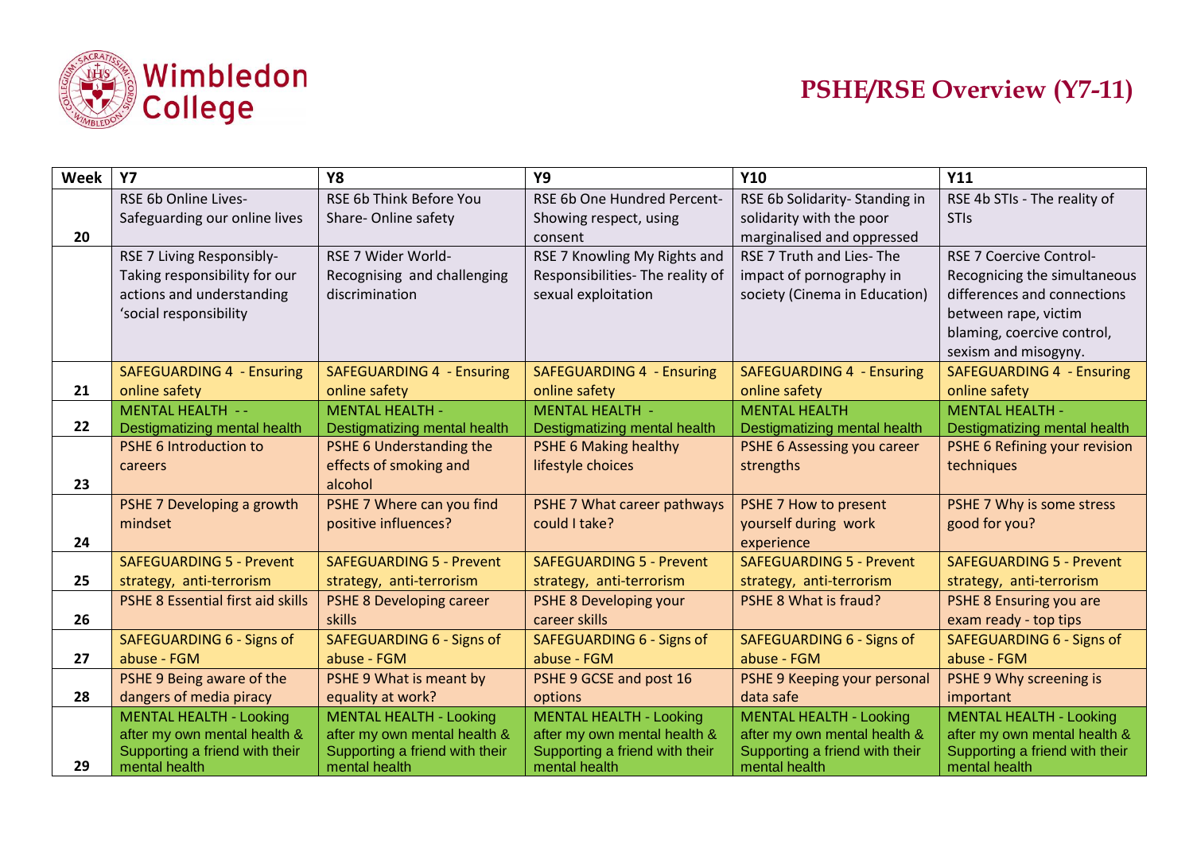Wimbledon College

# PSHE/RSE Overview (Y7-11)

| Week | Y7 | Y8 | Y9 | Y10 | Y11 |
|---|---|---|---|---|---|
| 20 | RSE 6b Online Lives- Safeguarding our online lives | RSE 6b Think Before You Share- Online safety | RSE 6b One Hundred Percent- Showing respect, using consent | RSE 6b Solidarity- Standing in solidarity with the poor marginalised and oppressed | RSE 4b STIs - The reality of STIs |
| | RSE 7 Living Responsibly- Taking responsibility for our actions and understanding 'social responsibility | RSE 7 Wider World- Recognising and challenging discrimination | RSE 7 Knowling My Rights and Responsibilities- The reality of sexual exploitation | RSE 7 Truth and Lies- The impact of pornography in society (Cinema in Education) | RSE 7 Coercive Control- Recognicing the simultaneous differences and connections between rape, victim blaming, coercive control, sexism and misogyny. |
| 21 | SAFEGUARDING 4 - Ensuring online safety | SAFEGUARDING 4 - Ensuring online safety | SAFEGUARDING 4 - Ensuring online safety | SAFEGUARDING 4 - Ensuring online safety | SAFEGUARDING 4 - Ensuring online safety |
| 22 | MENTAL HEALTH - - Destigmatizing mental health | MENTAL HEALTH - Destigmatizing mental health | MENTAL HEALTH - Destigmatizing mental health | MENTAL HEALTH Destigmatizing mental health | MENTAL HEALTH - Destigmatizing mental health |
| 23 | PSHE 6 Introduction to careers | PSHE 6 Understanding the effects of smoking and alcohol | PSHE 6 Making healthy lifestyle choices | PSHE 6 Assessing you career strengths | PSHE 6 Refining your revision techniques |
| 24 | PSHE 7 Developing a growth mindset | PSHE 7 Where can you find positive influences? | PSHE 7 What career pathways could I take? | PSHE 7 How to present yourself during work experience | PSHE 7 Why is some stress good for you? |
| 25 | SAFEGUARDING 5 - Prevent strategy, anti-terrorism | SAFEGUARDING 5 - Prevent strategy, anti-terrorism | SAFEGUARDING 5 - Prevent strategy, anti-terrorism | SAFEGUARDING 5 - Prevent strategy, anti-terrorism | SAFEGUARDING 5 - Prevent strategy, anti-terrorism |
| 26 | PSHE 8 Essential first aid skills | PSHE 8 Developing career skills | PSHE 8 Developing your career skills | PSHE 8 What is fraud? | PSHE 8 Ensuring you are exam ready - top tips |
| 27 | SAFEGUARDING 6 - Signs of abuse - FGM | SAFEGUARDING 6 - Signs of abuse - FGM | SAFEGUARDING 6 - Signs of abuse - FGM | SAFEGUARDING 6 - Signs of abuse - FGM | SAFEGUARDING 6 - Signs of abuse - FGM |
| 28 | PSHE 9 Being aware of the dangers of media piracy | PSHE 9 What is meant by equality at work? | PSHE 9 GCSE and post 16 options | PSHE 9 Keeping your personal data safe | PSHE 9 Why screening is important |
| 29 | MENTAL HEALTH - Looking after my own mental health & Supporting a friend with their mental health | MENTAL HEALTH - Looking after my own mental health & Supporting a friend with their mental health | MENTAL HEALTH - Looking after my own mental health & Supporting a friend with their mental health | MENTAL HEALTH - Looking after my own mental health & Supporting a friend with their mental health | MENTAL HEALTH - Looking after my own mental health & Supporting a friend with their mental health |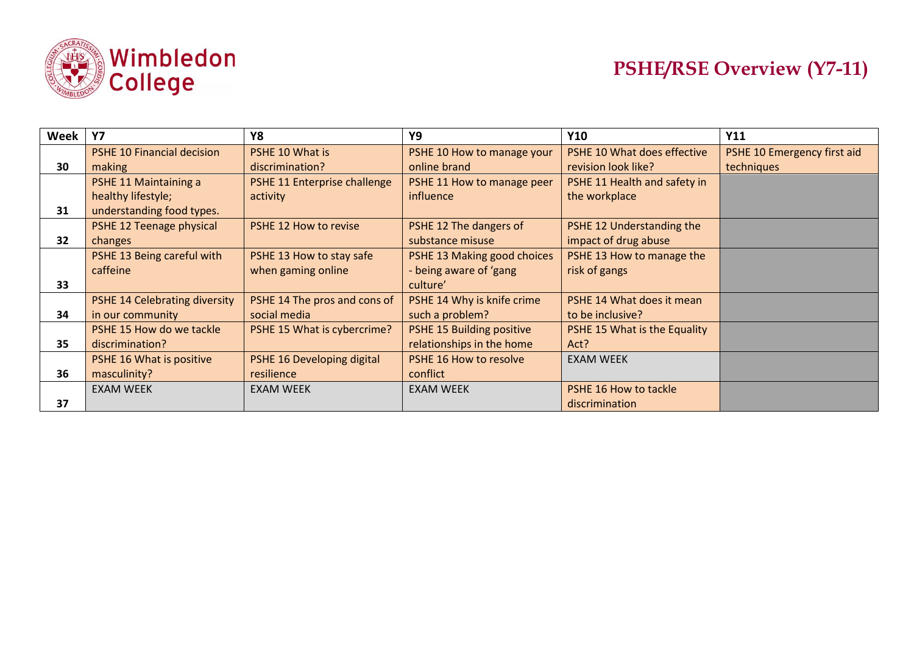Wimbledon College

# PSHE/RSE Overview (Y7-11)

| Week | Y7 | Y8 | Y9 | Y10 | Y11 |
| --- | --- | --- | --- | --- | --- |
| 30 | PSHE 10 Financial decision making | PSHE 10 What is discrimination? | PSHE 10 How to manage your online brand | PSHE 10 What does effective revision look like? | PSHE 10 Emergency first aid techniques |
| 31 | PSHE 11 Maintaining a healthy lifestyle; understanding food types. | PSHE 11 Enterprise challenge activity | PSHE 11 How to manage peer influence | PSHE 11 Health and safety in the workplace | |
| 32 | PSHE 12 Teenage physical changes | PSHE 12 How to revise | PSHE 12 The dangers of substance misuse | PSHE 12 Understanding the impact of drug abuse | |
| 33 | PSHE 13 Being careful with caffeine | PSHE 13 How to stay safe when gaming online | PSHE 13 Making good choices - being aware of 'gang culture' | PSHE 13 How to manage the risk of gangs | |
| 34 | PSHE 14 Celebrating diversity in our community | PSHE 14 The pros and cons of social media | PSHE 14 Why is knife crime such a problem? | PSHE 14 What does it mean to be inclusive? | |
| 35 | PSHE 15 How do we tackle discrimination? | PSHE 15 What is cybercrime? | PSHE 15 Building positive relationships in the home | PSHE 15 What is the Equality Act? | |
| 36 | PSHE 16 What is positive masculinity? | PSHE 16 Developing digital resilience | PSHE 16 How to resolve conflict | EXAM WEEK | |
| 37 | EXAM WEEK | EXAM WEEK | EXAM WEEK | PSHE 16 How to tackle discrimination | |